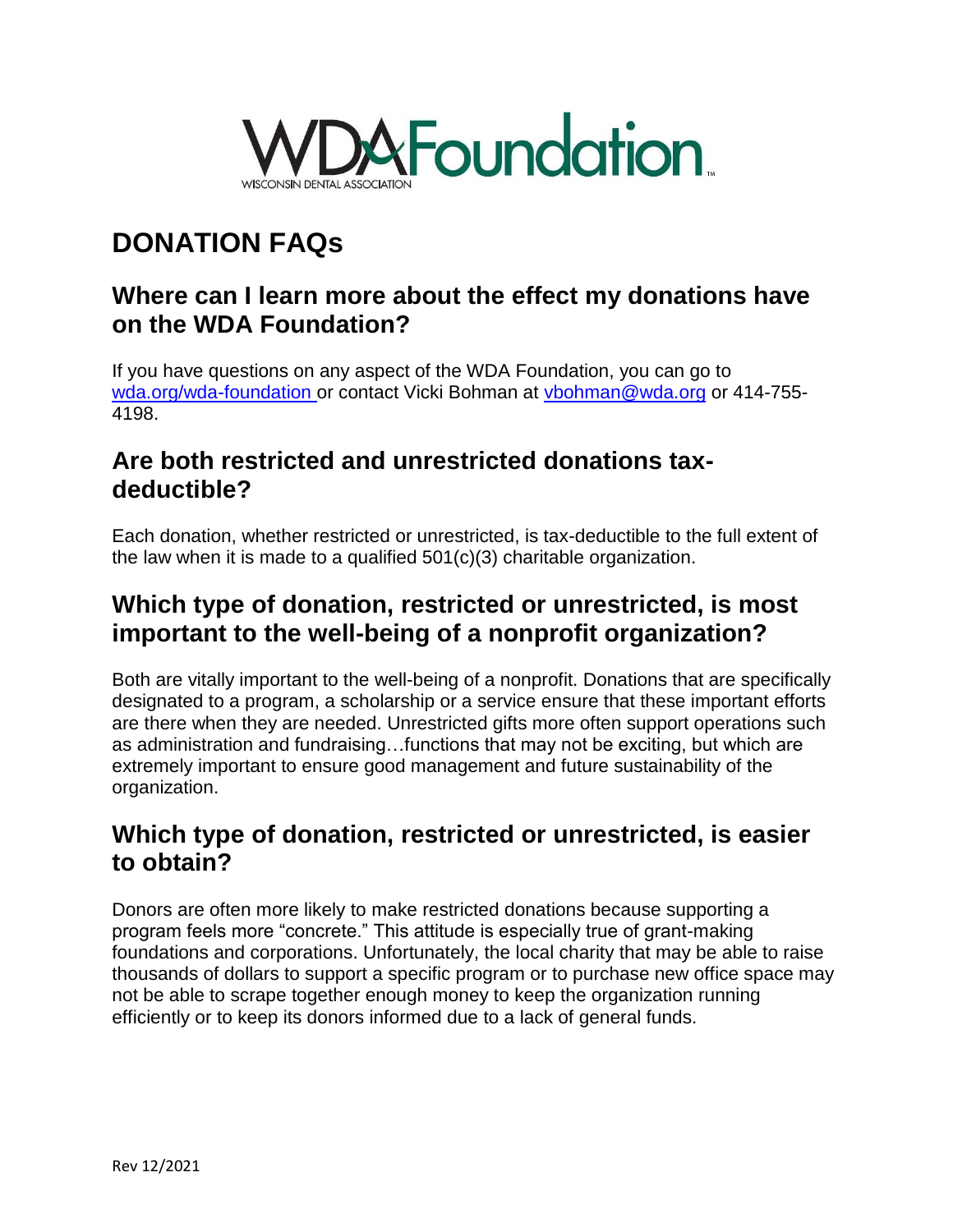# DONATION FAQs

## Where can I learn more about the effect my donations have on the WDA Foundation?

If you have questions on any aspect of the WDA Foundation, you can go to wda.org/wda-foundation or contact Vicki Bohman at vbohman@wda.org or 414-755-4198.

## Are both restricted and unrestricted donations tax-deductible?

Each donation, whether restricted or unrestricted, is tax-deductible to the full extent of the law when it is made to a qualified 501(c)(3) charitable organization.

## Which type of donation, restricted or unrestricted, is most important to the well-being of a nonprofit organization?

Both are vitally important to the well-being of a nonprofit. Donations that are specifically designated to a program, a scholarship or a service ensure that these important efforts are there when they are needed. Unrestricted gifts more often support operations such as administration and fundraising…functions that may not be exciting, but which are extremely important to ensure good management and future sustainability of the organization.

## Which type of donation, restricted or unrestricted, is easier to obtain?

Donors are often more likely to make restricted donations because supporting a program feels more "concrete." This attitude is especially true of grant-making foundations and corporations. Unfortunately, the local charity that may be able to raise thousands of dollars to support a specific program or to purchase new office space may not be able to scrape together enough money to keep the organization running efficiently or to keep its donors informed due to a lack of general funds.

Rev 12/2021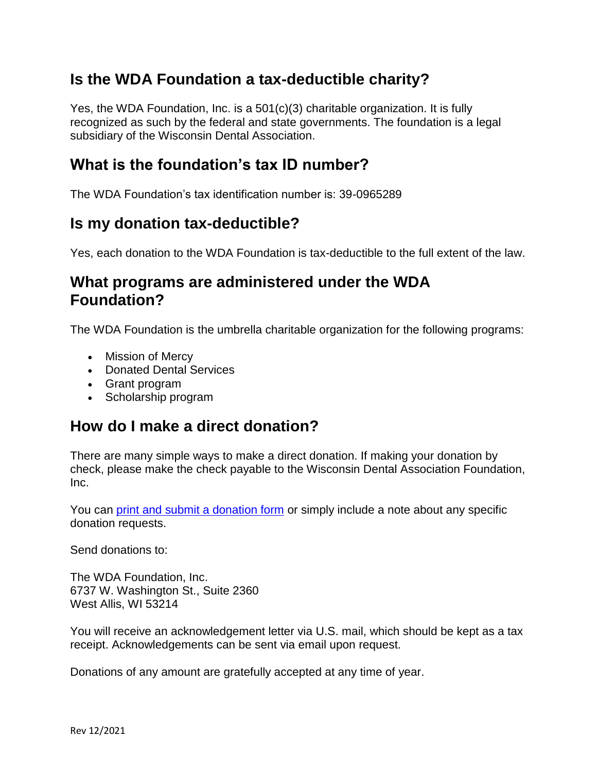## Is the WDA Foundation a tax-deductible charity?

Yes, the WDA Foundation, Inc. is a 501(c)(3) charitable organization. It is fully recognized as such by the federal and state governments. The foundation is a legal subsidiary of the Wisconsin Dental Association.

## What is the foundation's tax ID number?

The WDA Foundation's tax identification number is: 39-0965289

## Is my donation tax-deductible?

Yes, each donation to the WDA Foundation is tax-deductible to the full extent of the law.

## What programs are administered under the WDA Foundation?

The WDA Foundation is the umbrella charitable organization for the following programs:

- Mission of Mercy
- Donated Dental Services
- Grant program
- Scholarship program

## How do I make a direct donation?

There are many simple ways to make a direct donation. If making your donation by check, please make the check payable to the Wisconsin Dental Association Foundation, Inc.

You can print and submit a donation form or simply include a note about any specific donation requests.

Send donations to:

The WDA Foundation, Inc.
6737 W. Washington St., Suite 2360
West Allis, WI 53214

You will receive an acknowledgement letter via U.S. mail, which should be kept as a tax receipt. Acknowledgements can be sent via email upon request.

Donations of any amount are gratefully accepted at any time of year.

Rev 12/2021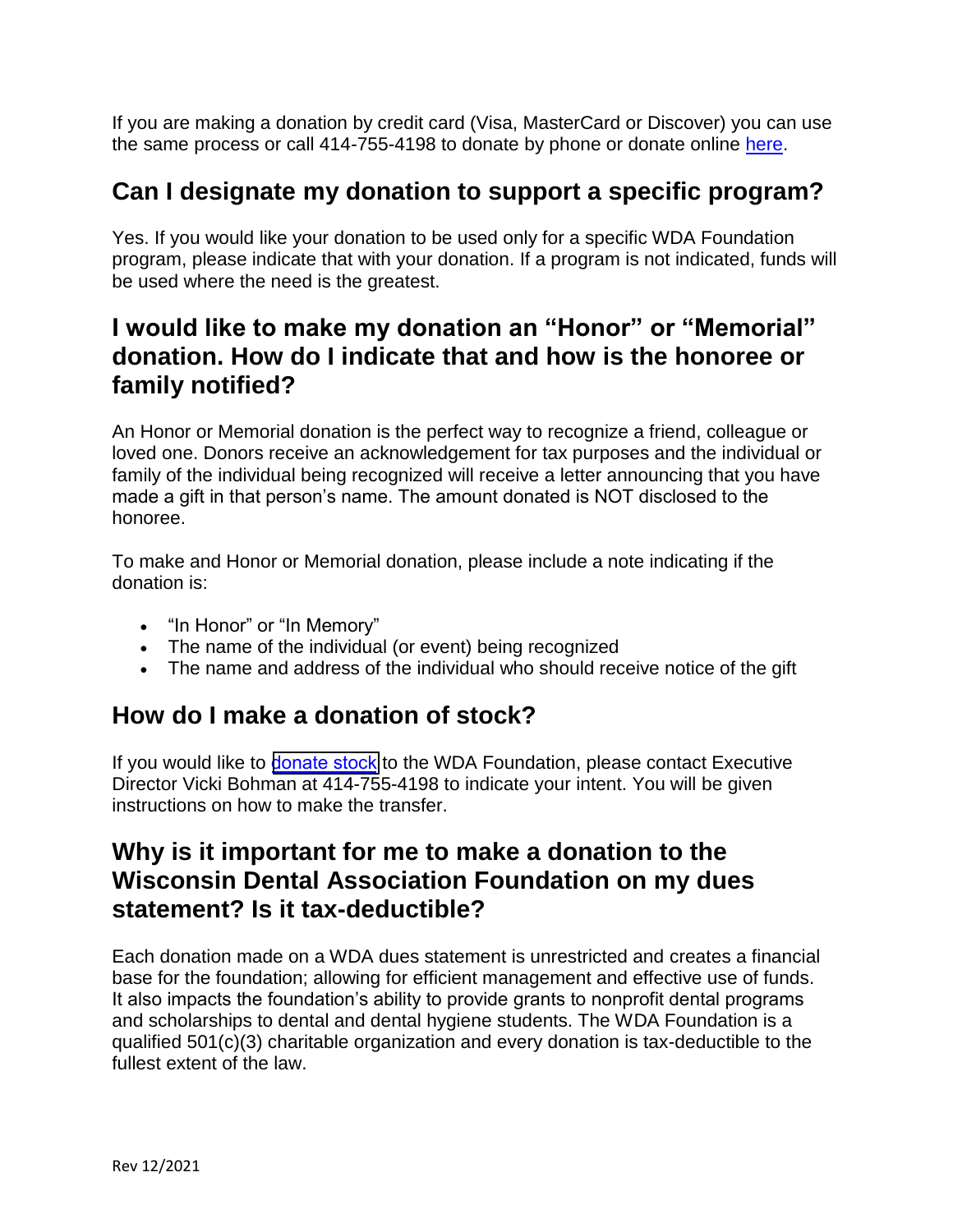If you are making a donation by credit card (Visa, MasterCard or Discover) you can use the same process or call 414-755-4198 to donate by phone or donate online here.

## Can I designate my donation to support a specific program?

Yes. If you would like your donation to be used only for a specific WDA Foundation program, please indicate that with your donation. If a program is not indicated, funds will be used where the need is the greatest.

## I would like to make my donation an "Honor" or "Memorial" donation. How do I indicate that and how is the honoree or family notified?

An Honor or Memorial donation is the perfect way to recognize a friend, colleague or loved one. Donors receive an acknowledgement for tax purposes and the individual or family of the individual being recognized will receive a letter announcing that you have made a gift in that person's name. The amount donated is NOT disclosed to the honoree.

To make and Honor or Memorial donation, please include a note indicating if the donation is:

- "In Honor" or "In Memory"
- The name of the individual (or event) being recognized
- The name and address of the individual who should receive notice of the gift

## How do I make a donation of stock?

If you would like to donate stock to the WDA Foundation, please contact Executive Director Vicki Bohman at 414-755-4198 to indicate your intent. You will be given instructions on how to make the transfer.

## Why is it important for me to make a donation to the Wisconsin Dental Association Foundation on my dues statement? Is it tax-deductible?

Each donation made on a WDA dues statement is unrestricted and creates a financial base for the foundation; allowing for efficient management and effective use of funds. It also impacts the foundation's ability to provide grants to nonprofit dental programs and scholarships to dental and dental hygiene students. The WDA Foundation is a qualified 501(c)(3) charitable organization and every donation is tax-deductible to the fullest extent of the law.

Rev 12/2021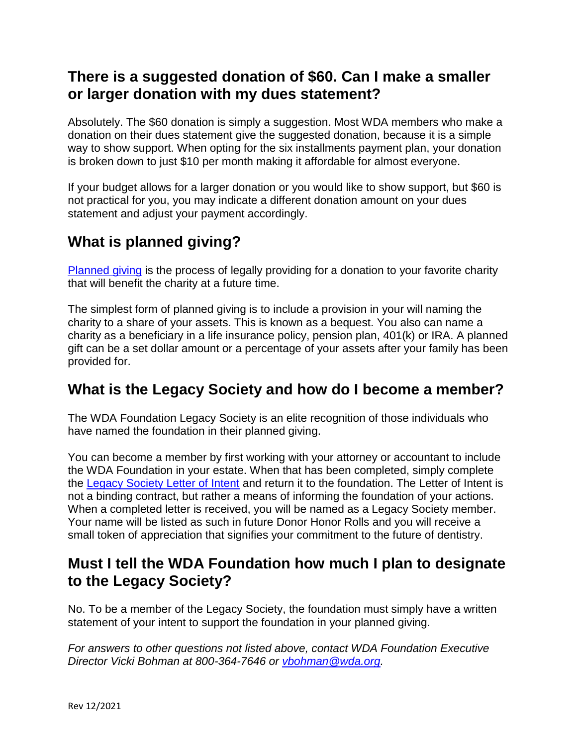## There is a suggested donation of $60. Can I make a smaller or larger donation with my dues statement?

Absolutely. The $60 donation is simply a suggestion. Most WDA members who make a donation on their dues statement give the suggested donation, because it is a simple way to show support. When opting for the six installments payment plan, your donation is broken down to just $10 per month making it affordable for almost everyone.

If your budget allows for a larger donation or you would like to show support, but $60 is not practical for you, you may indicate a different donation amount on your dues statement and adjust your payment accordingly.

## What is planned giving?

Planned giving is the process of legally providing for a donation to your favorite charity that will benefit the charity at a future time.

The simplest form of planned giving is to include a provision in your will naming the charity to a share of your assets. This is known as a bequest. You also can name a charity as a beneficiary in a life insurance policy, pension plan, 401(k) or IRA. A planned gift can be a set dollar amount or a percentage of your assets after your family has been provided for.

## What is the Legacy Society and how do I become a member?

The WDA Foundation Legacy Society is an elite recognition of those individuals who have named the foundation in their planned giving.

You can become a member by first working with your attorney or accountant to include the WDA Foundation in your estate. When that has been completed, simply complete the Legacy Society Letter of Intent and return it to the foundation. The Letter of Intent is not a binding contract, but rather a means of informing the foundation of your actions. When a completed letter is received, you will be named as a Legacy Society member. Your name will be listed as such in future Donor Honor Rolls and you will receive a small token of appreciation that signifies your commitment to the future of dentistry.

## Must I tell the WDA Foundation how much I plan to designate to the Legacy Society?

No. To be a member of the Legacy Society, the foundation must simply have a written statement of your intent to support the foundation in your planned giving.

*For answers to other questions not listed above, contact WDA Foundation Executive Director Vicki Bohman at 800-364-7646 or vbohman@wda.org.*

Rev 12/2021